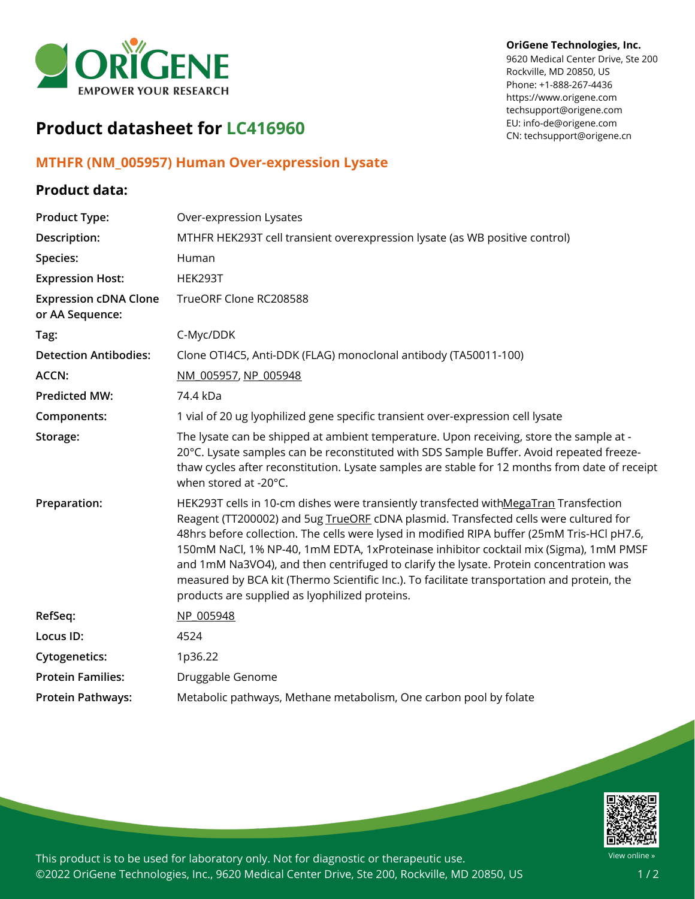OriGene Technologies, Inc.
9620 Medical Center Drive, Ste 200
Rockville, MD 20850, US
Phone: +1-888-267-4436
https://www.origene.com
techsupport@origene.com
EU: info-de@origene.com
CN: techsupport@origene.cn

# Product datasheet for LC416960

## MTHFR (NM_005957) Human Over-expression Lysate

### Product data:

| | |
|---|---|
| **Product Type:** | Over-expression Lysates |
| **Description:** | MTHFR HEK293T cell transient overexpression lysate (as WB positive control) |
| **Species:** | Human |
| **Expression Host:** | HEK293T |
| **Expression cDNA Clone or AA Sequence:** | TrueORF Clone RC208588 |
| **Tag:** | C-Myc/DDK |
| **Detection Antibodies:** | Clone OTI4C5, Anti-DDK (FLAG) monoclonal antibody (TA50011-100) |
| **ACCN:** | NM_005957, NP_005948 |
| **Predicted MW:** | 74.4 kDa |
| **Components:** | 1 vial of 20 ug lyophilized gene specific transient over-expression cell lysate |
| **Storage:** | The lysate can be shipped at ambient temperature. Upon receiving, store the sample at -20°C. Lysate samples can be reconstituted with SDS Sample Buffer. Avoid repeated freeze-thaw cycles after reconstitution. Lysate samples are stable for 12 months from date of receipt when stored at -20°C. |
| **Preparation:** | HEK293T cells in 10-cm dishes were transiently transfected withMegaTran Transfection Reagent (TT200002) and 5ug TrueORF cDNA plasmid. Transfected cells were cultured for 48hrs before collection. The cells were lysed in modified RIPA buffer (25mM Tris-HCl pH7.6, 150mM NaCl, 1% NP-40, 1mM EDTA, 1xProteinase inhibitor cocktail mix (Sigma), 1mM PMSF and 1mM $Na_3VO_4$), and then centrifuged to clarify the lysate. Protein concentration was measured by BCA kit (Thermo Scientific Inc.). To facilitate transportation and protein, the products are supplied as lyophilized proteins. |
| **RefSeq:** | NP_005948 |
| **Locus ID:** | 4524 |
| **Cytogenetics:** | 1p36.22 |
| **Protein Families:** | Druggable Genome |
| **Protein Pathways:** | Metabolic pathways, Methane metabolism, One carbon pool by folate |

This product is to be used for laboratory only. Not for diagnostic or therapeutic use.
©2022 OriGene Technologies, Inc., 9620 Medical Center Drive, Ste 200, Rockville, MD 20850, US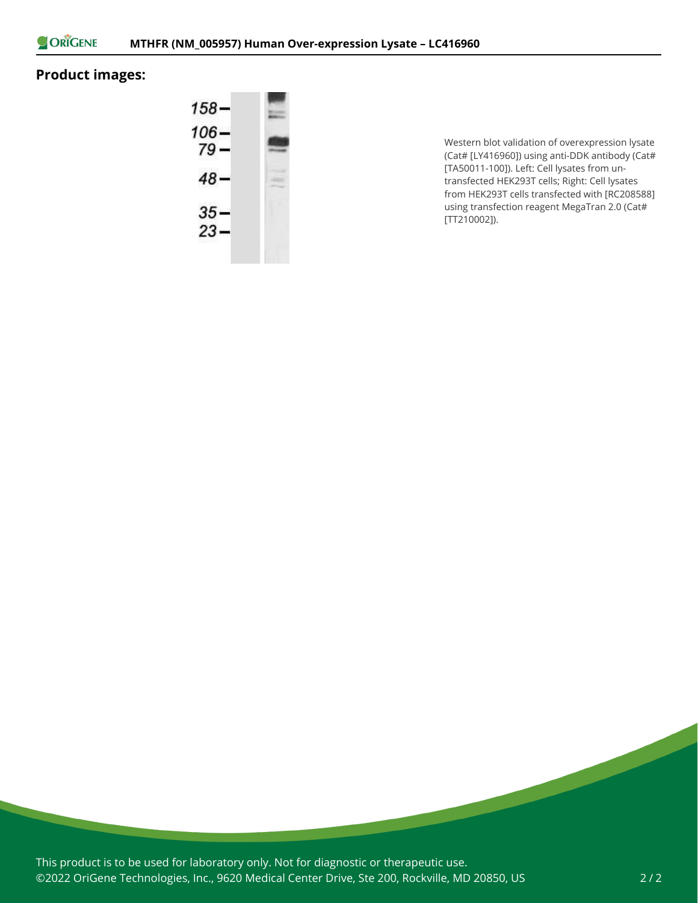## Product images:

158
106
79
48
35
23

Western blot validation of overexpression lysate (Cat# [LY416960]) using anti-DDK antibody (Cat# [TA50011-100]). Left: Cell lysates from un-transfected HEK293T cells; Right: Cell lysates from HEK293T cells transfected with [RC208588] using transfection reagent MegaTran 2.0 (Cat# [TT210002]).

This product is to be used for laboratory only. Not for diagnostic or therapeutic use.
©2022 OriGene Technologies, Inc., 9620 Medical Center Drive, Ste 200, Rockville, MD 20850, US